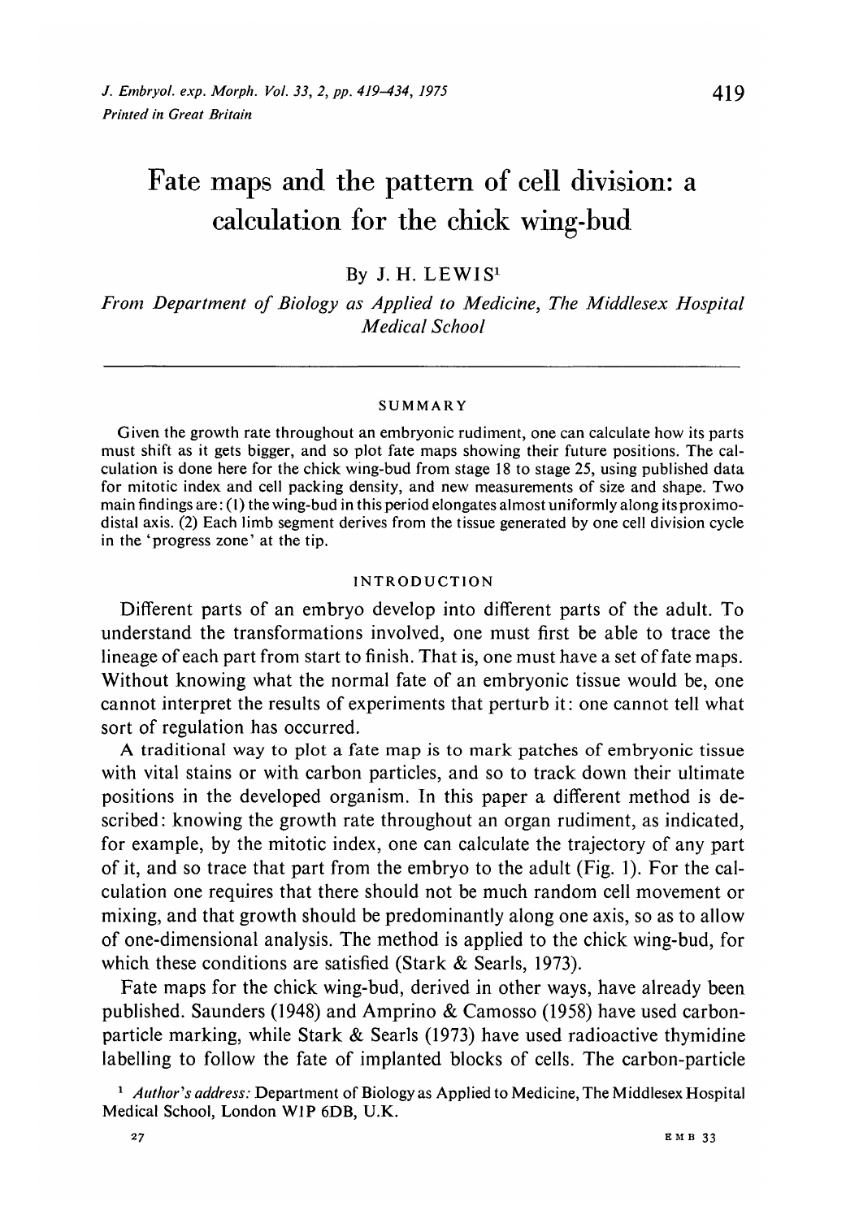# Fate maps and the pattern of cell division: a calculation for the chick wing-bud

By J. H. LEWIS[1]

*From Department of Biology as Applied to Medicine, The Middlesex Hospital Medical School*

## SUMMARY

Given the growth rate throughout an embryonic rudiment, one can calculate how its parts must shift as it gets bigger, and so plot fate maps showing their future positions. The calculation is done here for the chick wing-bud from stage 18 to stage 25, using published data for mitotic index and cell packing density, and new measurements of size and shape. Two main findings are: (1) the wing-bud in this period elongates almost uniformly along its proximodistal axis. (2) Each limb segment derives from the tissue generated by one cell division cycle in the 'progress zone' at the tip.

## INTRODUCTION

Different parts of an embryo develop into different parts of the adult. To understand the transformations involved, one must first be able to trace the lineage of each part from start to finish. That is, one must have a set of fate maps. Without knowing what the normal fate of an embryonic tissue would be, one cannot interpret the results of experiments that perturb it: one cannot tell what sort of regulation has occurred.

A traditional way to plot a fate map is to mark patches of embryonic tissue with vital stains or with carbon particles, and so to track down their ultimate positions in the developed organism. In this paper a different method is described: knowing the growth rate throughout an organ rudiment, as indicated, for example, by the mitotic index, one can calculate the trajectory of any part of it, and so trace that part from the embryo to the adult (Fig. 1). For the calculation one requires that there should not be much random cell movement or mixing, and that growth should be predominantly along one axis, so as to allow of one-dimensional analysis. The method is applied to the chick wing-bud, for which these conditions are satisfied (Stark & Searls, 1973).

Fate maps for the chick wing-bud, derived in other ways, have already been published. Saunders (1948) and Amprino & Camosso (1958) have used carbon-particle marking, while Stark & Searls (1973) have used radioactive thymidine labelling to follow the fate of implanted blocks of cells. The carbon-particle

[1] *Author's address:* Department of Biology as Applied to Medicine, The Middlesex Hospital Medical School, London W1P 6DB, U.K.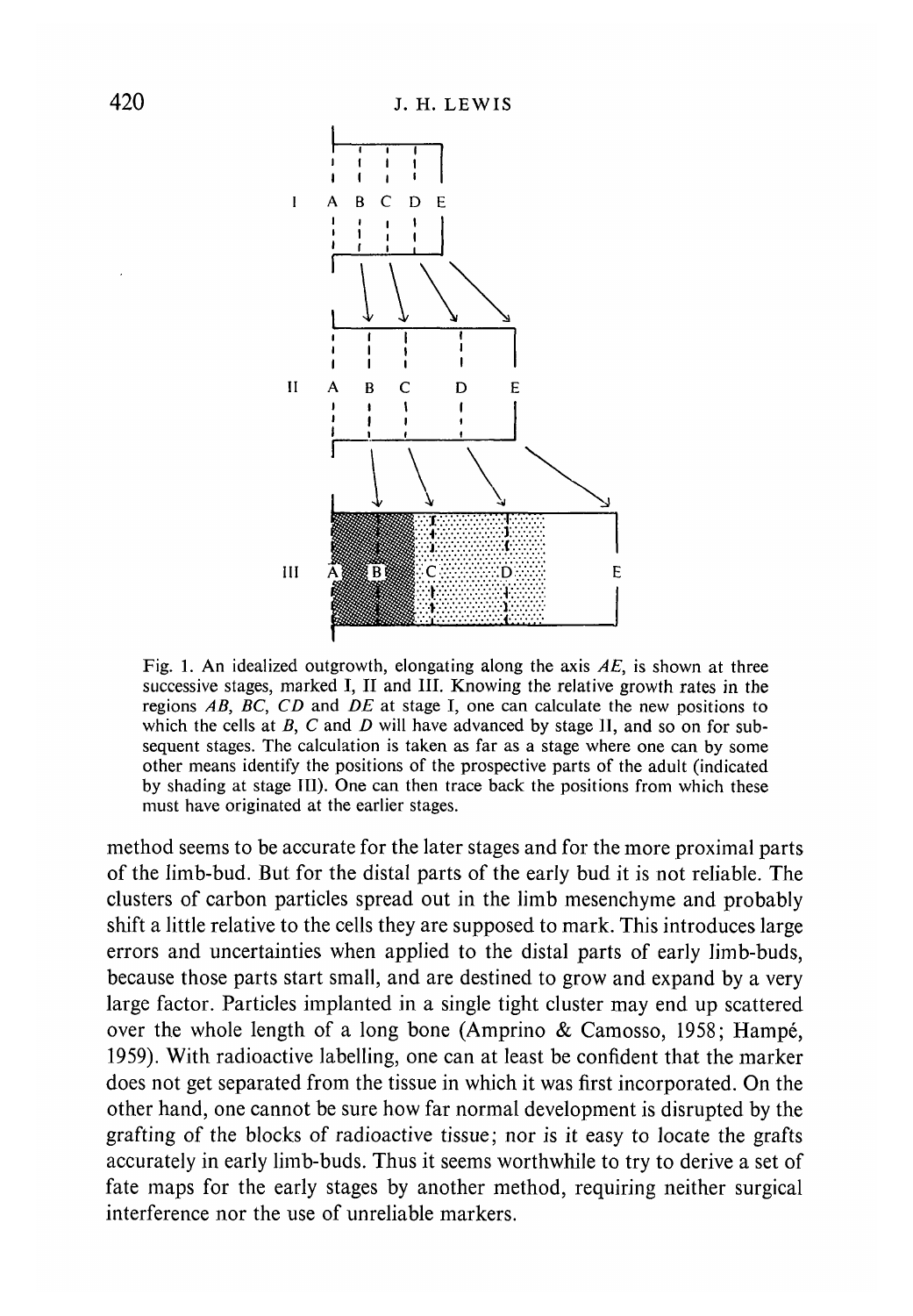Fig. 1. An idealized outgrowth, elongating along the axis $AE$, is shown at three successive stages, marked I, II and III. Knowing the relative growth rates in the regions $AB$, $BC$, $CD$ and $DE$ at stage I, one can calculate the new positions to which the cells at $B$, $C$ and $D$ will have advanced by stage II, and so on for subsequent stages. The calculation is taken as far as a stage where one can by some other means identify the positions of the prospective parts of the adult (indicated by shading at stage III). One can then trace back the positions from which these must have originated at the earlier stages.

method seems to be accurate for the later stages and for the more proximal parts of the limb-bud. But for the distal parts of the early bud it is not reliable. The clusters of carbon particles spread out in the limb mesenchyme and probably shift a little relative to the cells they are supposed to mark. This introduces large errors and uncertainties when applied to the distal parts of early limb-buds, because those parts start small, and are destined to grow and expand by a very large factor. Particles implanted in a single tight cluster may end up scattered over the whole length of a long bone (Amprino & Camosso, 1958; Hampé, 1959). With radioactive labelling, one can at least be confident that the marker does not get separated from the tissue in which it was first incorporated. On the other hand, one cannot be sure how far normal development is disrupted by the grafting of the blocks of radioactive tissue; nor is it easy to locate the grafts accurately in early limb-buds. Thus it seems worthwhile to try to derive a set of fate maps for the early stages by another method, requiring neither surgical interference nor the use of unreliable markers.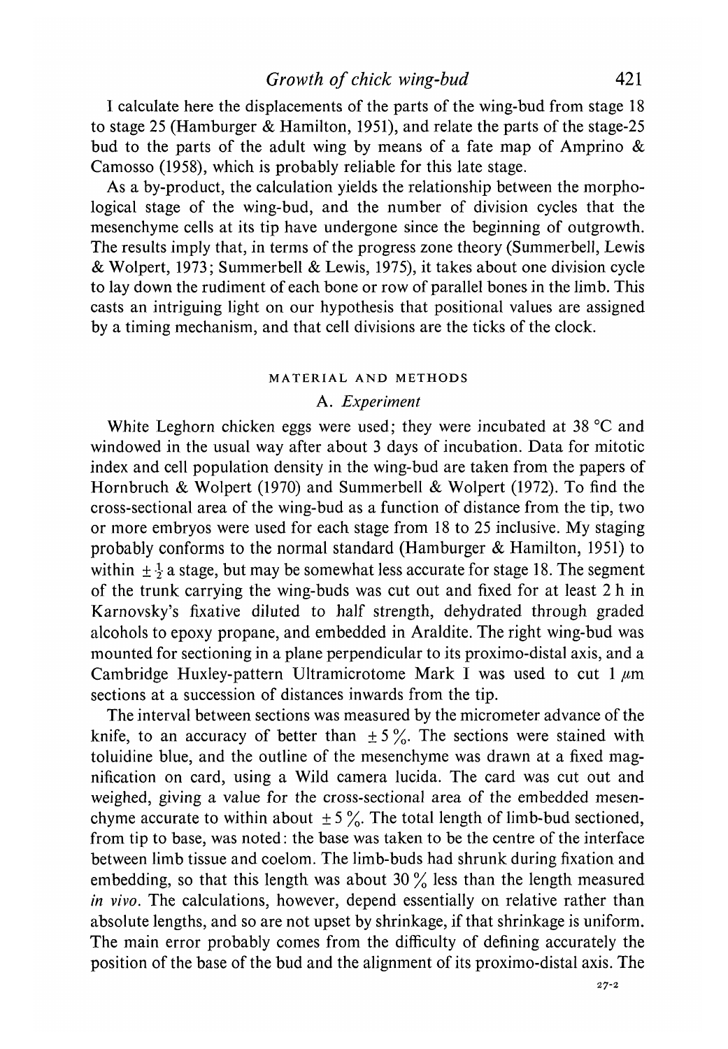I calculate here the displacements of the parts of the wing-bud from stage 18 to stage 25 (Hamburger & Hamilton, 1951), and relate the parts of the stage-25 bud to the parts of the adult wing by means of a fate map of Amprino & Camosso (1958), which is probably reliable for this late stage.

As a by-product, the calculation yields the relationship between the morphological stage of the wing-bud, and the number of division cycles that the mesenchyme cells at its tip have undergone since the beginning of outgrowth. The results imply that, in terms of the progress zone theory (Summerbell, Lewis & Wolpert, 1973; Summerbell & Lewis, 1975), it takes about one division cycle to lay down the rudiment of each bone or row of parallel bones in the limb. This casts an intriguing light on our hypothesis that positional values are assigned by a timing mechanism, and that cell divisions are the ticks of the clock.

## MATERIAL AND METHODS

### A. *Experiment*

White Leghorn chicken eggs were used; they were incubated at 38 °C and windowed in the usual way after about 3 days of incubation. Data for mitotic index and cell population density in the wing-bud are taken from the papers of Hornbruch & Wolpert (1970) and Summerbell & Wolpert (1972). To find the cross-sectional area of the wing-bud as a function of distance from the tip, two or more embryos were used for each stage from 18 to 25 inclusive. My staging probably conforms to the normal standard (Hamburger & Hamilton, 1951) to within $\pm\frac{1}{2}$ a stage, but may be somewhat less accurate for stage 18. The segment of the trunk carrying the wing-buds was cut out and fixed for at least 2 h in Karnovsky's fixative diluted to half strength, dehydrated through graded alcohols to epoxy propane, and embedded in Araldite. The right wing-bud was mounted for sectioning in a plane perpendicular to its proximo-distal axis, and a Cambridge Huxley-pattern Ultramicrotome Mark I was used to cut 1 $\mu$m sections at a succession of distances inwards from the tip.

The interval between sections was measured by the micrometer advance of the knife, to an accuracy of better than $\pm 5\%$. The sections were stained with toluidine blue, and the outline of the mesenchyme was drawn at a fixed magnification on card, using a Wild camera lucida. The card was cut out and weighed, giving a value for the cross-sectional area of the embedded mesenchyme accurate to within about $\pm 5\%$. The total length of limb-bud sectioned, from tip to base, was noted: the base was taken to be the centre of the interface between limb tissue and coelom. The limb-buds had shrunk during fixation and embedding, so that this length was about 30 % less than the length measured *in vivo*. The calculations, however, depend essentially on relative rather than absolute lengths, and so are not upset by shrinkage, if that shrinkage is uniform. The main error probably comes from the difficulty of defining accurately the position of the base of the bud and the alignment of its proximo-distal axis. The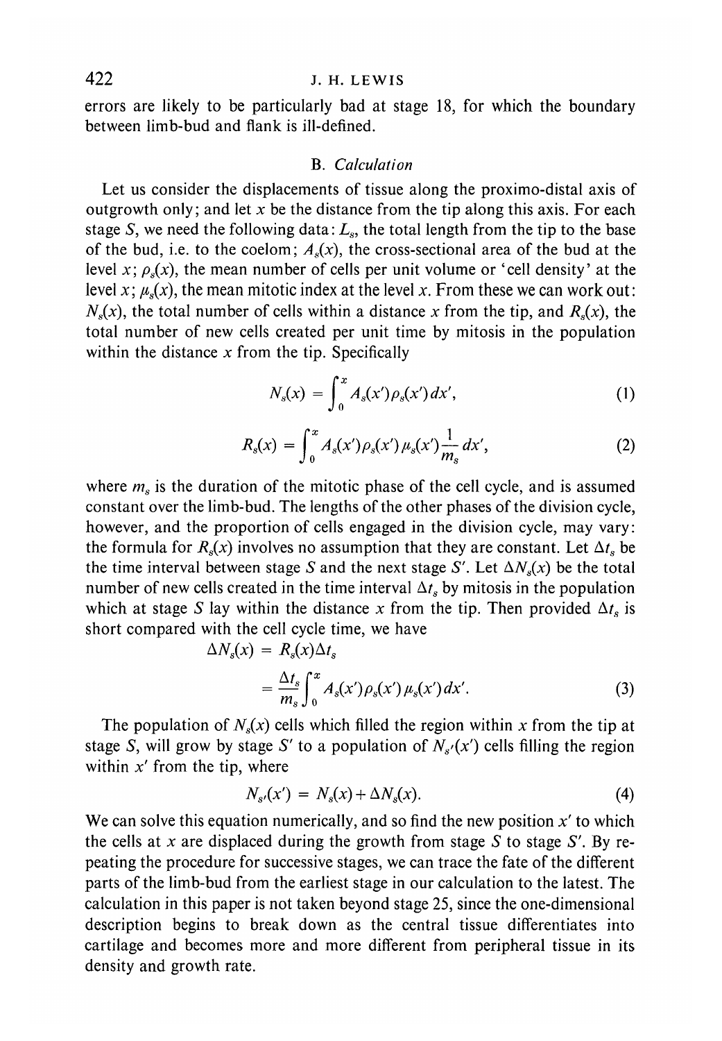errors are likely to be particularly bad at stage 18, for which the boundary between limb-bud and flank is ill-defined.

### B. *Calculation*

Let us consider the displacements of tissue along the proximo-distal axis of outgrowth only; and let $x$ be the distance from the tip along this axis. For each stage $S$, we need the following data: $L_s$, the total length from the tip to the base of the bud, i.e. to the coelom; $A_s(x)$, the cross-sectional area of the bud at the level $x$; $\rho_s(x)$, the mean number of cells per unit volume or 'cell density' at the level $x$; $\mu_s(x)$, the mean mitotic index at the level $x$. From these we can work out: $N_s(x)$, the total number of cells within a distance $x$ from the tip, and $R_s(x)$, the total number of new cells created per unit time by mitosis in the population within the distance $x$ from the tip. Specifically

$$N_s(x) = \int_0^x A_s(x')\rho_s(x')\,dx', \tag{1}$$

$$R_s(x) = \int_0^x A_s(x')\rho_s(x')\,\mu_s(x')\frac{1}{m_s}\,dx', \tag{2}$$

where $m_s$ is the duration of the mitotic phase of the cell cycle, and is assumed constant over the limb-bud. The lengths of the other phases of the division cycle, however, and the proportion of cells engaged in the division cycle, may vary: the formula for $R_s(x)$ involves no assumption that they are constant. Let $\Delta t_s$ be the time interval between stage $S$ and the next stage $S'$. Let $\Delta N_s(x)$ be the total number of new cells created in the time interval $\Delta t_s$ by mitosis in the population which at stage $S$ lay within the distance $x$ from the tip. Then provided $\Delta t_s$ is short compared with the cell cycle time, we have

$$\begin{aligned}\Delta N_s(x) &= R_s(x)\Delta t_s \\ &= \frac{\Delta t_s}{m_s}\int_0^x A_s(x')\rho_s(x')\,\mu_s(x')\,dx'.\end{aligned} \tag{3}$$

The population of $N_s(x)$ cells which filled the region within $x$ from the tip at stage $S$, will grow by stage $S'$ to a population of $N_{s'}(x')$ cells filling the region within $x'$ from the tip, where

$$N_{s'}(x') = N_s(x) + \Delta N_s(x). \tag{4}$$

We can solve this equation numerically, and so find the new position $x'$ to which the cells at $x$ are displaced during the growth from stage $S$ to stage $S'$. By repeating the procedure for successive stages, we can trace the fate of the different parts of the limb-bud from the earliest stage in our calculation to the latest. The calculation in this paper is not taken beyond stage 25, since the one-dimensional description begins to break down as the central tissue differentiates into cartilage and becomes more and more different from peripheral tissue in its density and growth rate.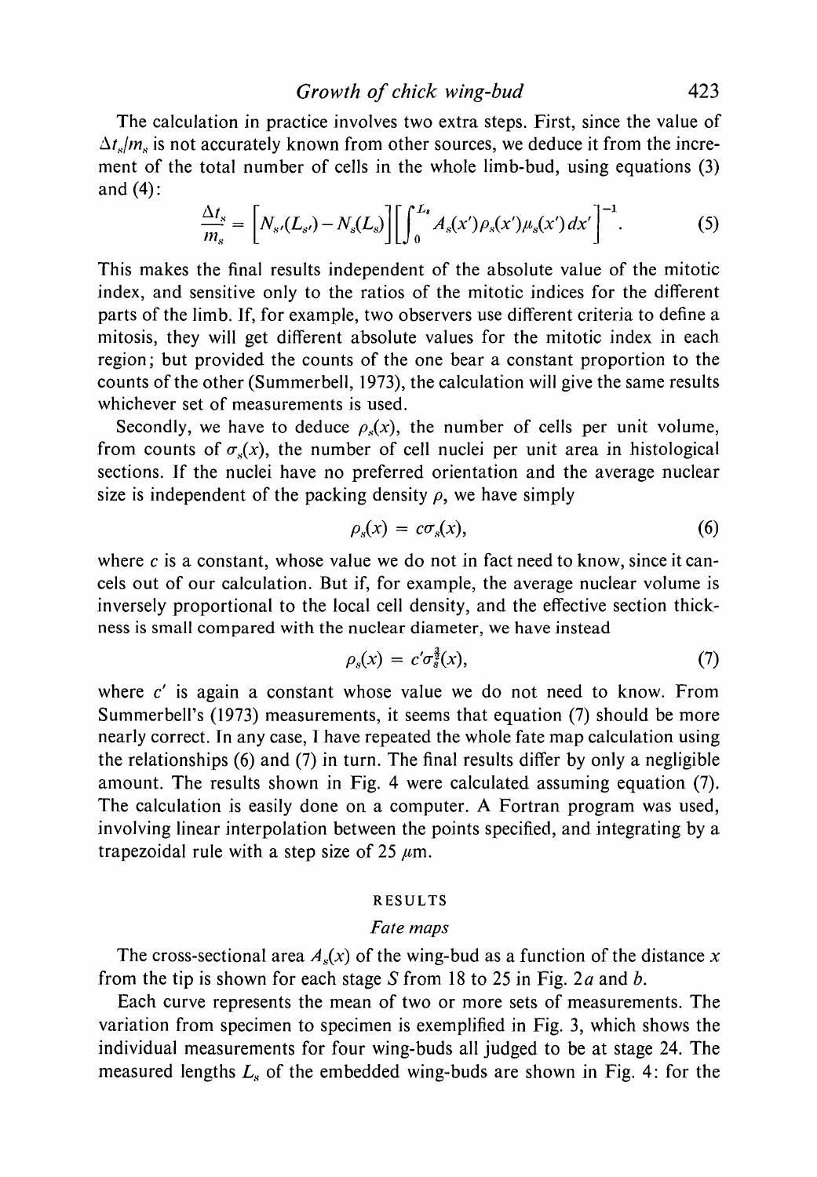The calculation in practice involves two extra steps. First, since the value of $\Delta t_s/m_s$ is not accurately known from other sources, we deduce it from the increment of the total number of cells in the whole limb-bud, using equations (3) and (4):

$$\frac{\Delta t_s}{m_s} = \left[N_{s'}(L_{s'}) - N_s(L_s)\right]\left[\int_0^{L_s} A_s(x')\rho_s(x')\mu_s(x')\,dx'\right]^{-1}. \tag{5}$$

This makes the final results independent of the absolute value of the mitotic index, and sensitive only to the ratios of the mitotic indices for the different parts of the limb. If, for example, two observers use different criteria to define a mitosis, they will get different absolute values for the mitotic index in each region; but provided the counts of the one bear a constant proportion to the counts of the other (Summerbell, 1973), the calculation will give the same results whichever set of measurements is used.

Secondly, we have to deduce $\rho_s(x)$, the number of cells per unit volume, from counts of $\sigma_s(x)$, the number of cell nuclei per unit area in histological sections. If the nuclei have no preferred orientation and the average nuclear size is independent of the packing density $\rho$, we have simply

$$\rho_s(x) = c\sigma_s(x), \tag{6}$$

where $c$ is a constant, whose value we do not in fact need to know, since it cancels out of our calculation. But if, for example, the average nuclear volume is inversely proportional to the local cell density, and the effective section thickness is small compared with the nuclear diameter, we have instead

$$\rho_s(x) = c'\sigma_s^{\frac{3}{2}}(x), \tag{7}$$

where $c'$ is again a constant whose value we do not need to know. From Summerbell's (1973) measurements, it seems that equation (7) should be more nearly correct. In any case, I have repeated the whole fate map calculation using the relationships (6) and (7) in turn. The final results differ by only a negligible amount. The results shown in Fig. 4 were calculated assuming equation (7). The calculation is easily done on a computer. A Fortran program was used, involving linear interpolation between the points specified, and integrating by a trapezoidal rule with a step size of 25 $\mu$m.

## RESULTS

### *Fate maps*

The cross-sectional area $A_s(x)$ of the wing-bud as a function of the distance $x$ from the tip is shown for each stage $S$ from 18 to 25 in Fig. 2*a* and *b*.

Each curve represents the mean of two or more sets of measurements. The variation from specimen to specimen is exemplified in Fig. 3, which shows the individual measurements for four wing-buds all judged to be at stage 24. The measured lengths $L_s$ of the embedded wing-buds are shown in Fig. 4: for the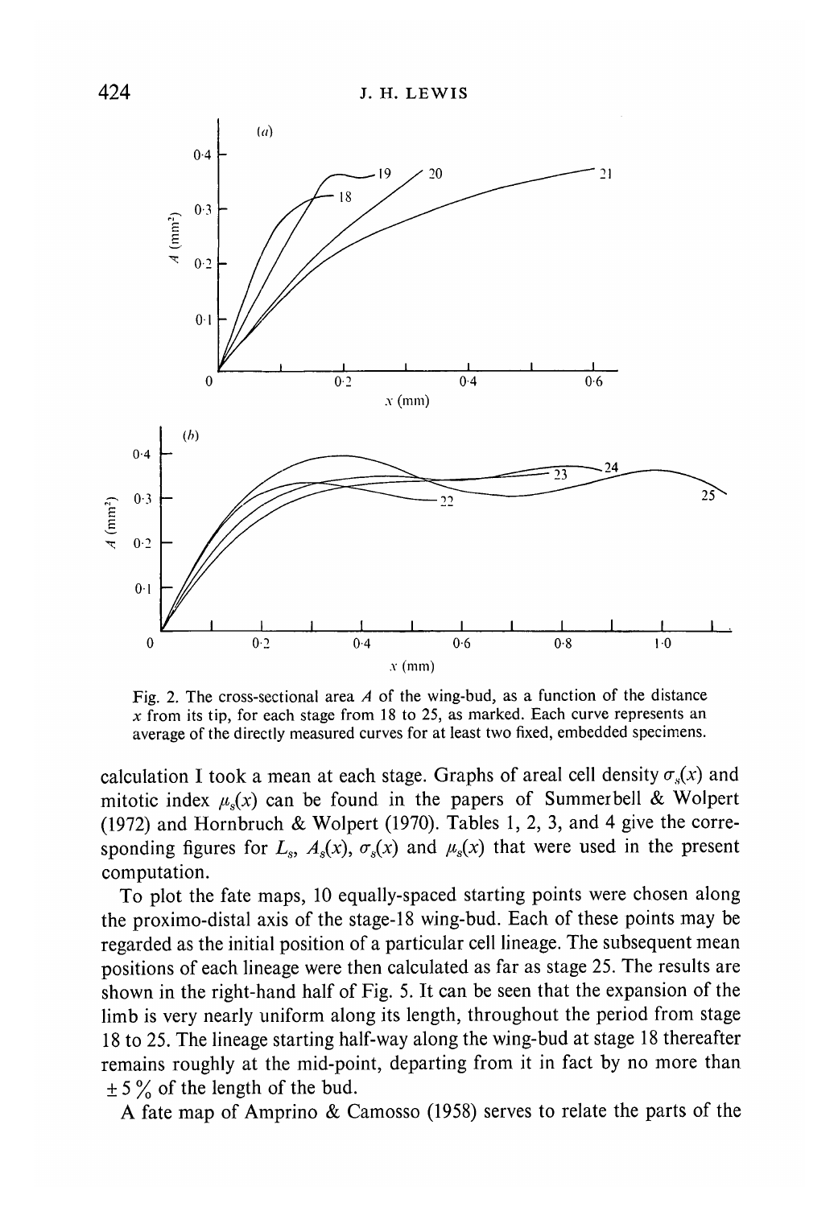(a)

0·4

0·3

0·2

0·1

$A$ (mm²)

0

0·2

0·4

0·6

$x$ (mm)

18

19

20

21

(b)

0·4

0·3

0·2

0·1

$A$ (mm²)

0

0·2

0·4

0·6

0·8

1·0

$x$ (mm)

22

23

24

25

Fig. 2. The cross-sectional area $A$ of the wing-bud, as a function of the distance $x$ from its tip, for each stage from 18 to 25, as marked. Each curve represents an average of the directly measured curves for at least two fixed, embedded specimens.

calculation I took a mean at each stage. Graphs of areal cell density $\sigma_s(x)$ and mitotic index $\mu_s(x)$ can be found in the papers of Summerbell & Wolpert (1972) and Hornbruch & Wolpert (1970). Tables 1, 2, 3, and 4 give the corresponding figures for $L_s$, $A_s(x)$, $\sigma_s(x)$ and $\mu_s(x)$ that were used in the present computation.

To plot the fate maps, 10 equally-spaced starting points were chosen along the proximo-distal axis of the stage-18 wing-bud. Each of these points may be regarded as the initial position of a particular cell lineage. The subsequent mean positions of each lineage were then calculated as far as stage 25. The results are shown in the right-hand half of Fig. 5. It can be seen that the expansion of the limb is very nearly uniform along its length, throughout the period from stage 18 to 25. The lineage starting half-way along the wing-bud at stage 18 thereafter remains roughly at the mid-point, departing from it in fact by no more than $\pm 5\,\%$ of the length of the bud.

A fate map of Amprino & Camosso (1958) serves to relate the parts of the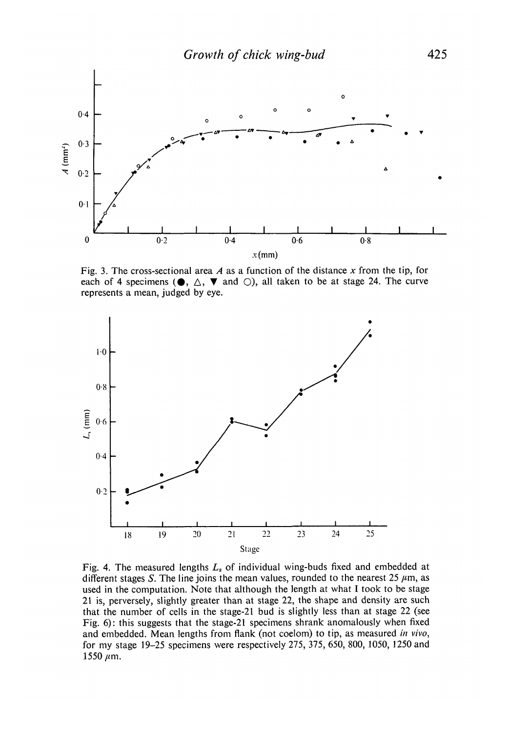0·4
0·3
0·2
0·1
$A$ (mm²)
0
0·2
0·4
0·6
0·8
$x$(mm)

Fig. 3. The cross-sectional area $A$ as a function of the distance $x$ from the tip, for each of 4 specimens (●, △, ▼ and ○), all taken to be at stage 24. The curve represents a mean, judged by eye.

1·0
0·8
0·6
0·4
0·2
$L_s$ (mm)
18
19
20
21
22
23
24
25
Stage

Fig. 4. The measured lengths $L_s$ of individual wing-buds fixed and embedded at different stages $S$. The line joins the mean values, rounded to the nearest 25 μm, as used in the computation. Note that although the length at what I took to be stage 21 is, perversely, slightly greater than at stage 22, the shape and density are such that the number of cells in the stage-21 bud is slightly less than at stage 22 (see Fig. 6): this suggests that the stage-21 specimens shrank anomalously when fixed and embedded. Mean lengths from flank (not coelom) to tip, as measured *in vivo*, for my stage 19–25 specimens were respectively 275, 375, 650, 800, 1050, 1250 and 1550 μm.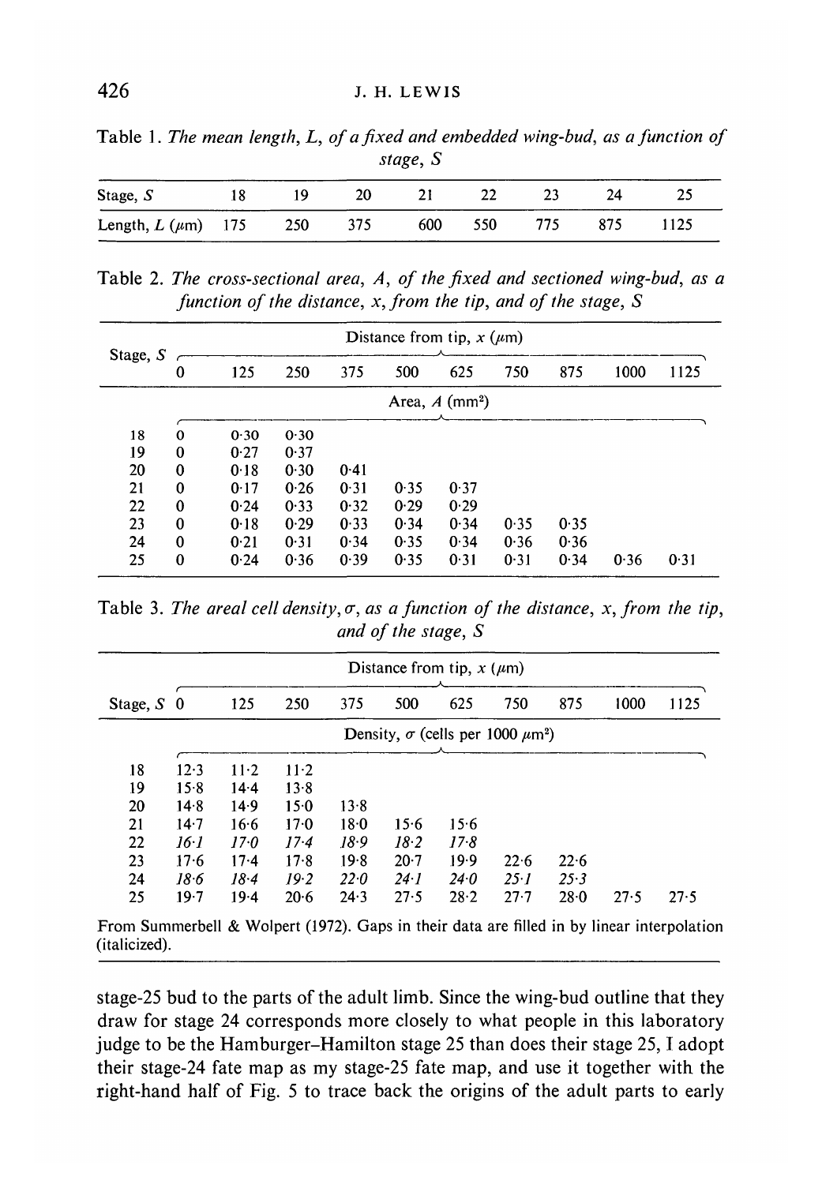Table 1. *The mean length, L, of a fixed and embedded wing-bud, as a function of stage, S*

| Stage, $S$ | 18 | 19 | 20 | 21 | 22 | 23 | 24 | 25 |
|---|---|---|---|---|---|---|---|---|
| Length, $L$ ($\mu$m) | 175 | 250 | 375 | 600 | 550 | 775 | 875 | 1125 |

Table 2. *The cross-sectional area, A, of the fixed and sectioned wing-bud, as a function of the distance, x, from the tip, and of the stage, S*

| Stage, $S$ | Distance from tip, $x$ ($\mu$m) | | | | | | | | | |
|---|---|---|---|---|---|---|---|---|---|---|
| | 0 | 125 | 250 | 375 | 500 | 625 | 750 | 875 | 1000 | 1125 |
| | Area, $A$ (mm²) | | | | | | | | | |
| 18 | 0 | 0·30 | 0·30 | | | | | | | |
| 19 | 0 | 0·27 | 0·37 | | | | | | | |
| 20 | 0 | 0·18 | 0·30 | 0·41 | | | | | | |
| 21 | 0 | 0·17 | 0·26 | 0·31 | 0·35 | 0·37 | | | | |
| 22 | 0 | 0·24 | 0·33 | 0·32 | 0·29 | 0·29 | | | | |
| 23 | 0 | 0·18 | 0·29 | 0·33 | 0·34 | 0·34 | 0·35 | 0·35 | | |
| 24 | 0 | 0·21 | 0·31 | 0·34 | 0·35 | 0·34 | 0·36 | 0·36 | | |
| 25 | 0 | 0·24 | 0·36 | 0·39 | 0·35 | 0·31 | 0·31 | 0·34 | 0·36 | 0·31 |

Table 3. *The areal cell density, σ, as a function of the distance, x, from the tip, and of the stage, S*

| Stage, $S$ | Distance from tip, $x$ ($\mu$m) | | | | | | | | | |
|---|---|---|---|---|---|---|---|---|---|---|
| | 0 | 125 | 250 | 375 | 500 | 625 | 750 | 875 | 1000 | 1125 |
| | Density, $\sigma$ (cells per 1000 $\mu$m²) | | | | | | | | | |
| 18 | 12·3 | 11·2 | 11·2 | | | | | | | |
| 19 | 15·8 | 14·4 | 13·8 | | | | | | | |
| 20 | 14·8 | 14·9 | 15·0 | 13·8 | | | | | | |
| 21 | 14·7 | 16·6 | 17·0 | 18·0 | 15·6 | 15·6 | | | | |
| 22 | *16·1* | *17·0* | *17·4* | *18·9* | *18·2* | *17·8* | | | | |
| 23 | 17·6 | 17·4 | 17·8 | 19·8 | 20·7 | 19·9 | 22·6 | 22·6 | | |
| 24 | *18·6* | *18·4* | *19·2* | *22·0* | *24·1* | *24·0* | *25·1* | *25·3* | | |
| 25 | 19·7 | 19·4 | 20·6 | 24·3 | 27·5 | 28·2 | 27·7 | 28·0 | 27·5 | 27·5 |

From Summerbell & Wolpert (1972). Gaps in their data are filled in by linear interpolation (italicized).

stage-25 bud to the parts of the adult limb. Since the wing-bud outline that they draw for stage 24 corresponds more closely to what people in this laboratory judge to be the Hamburger–Hamilton stage 25 than does their stage 25, I adopt their stage-24 fate map as my stage-25 fate map, and use it together with the right-hand half of Fig. 5 to trace back the origins of the adult parts to early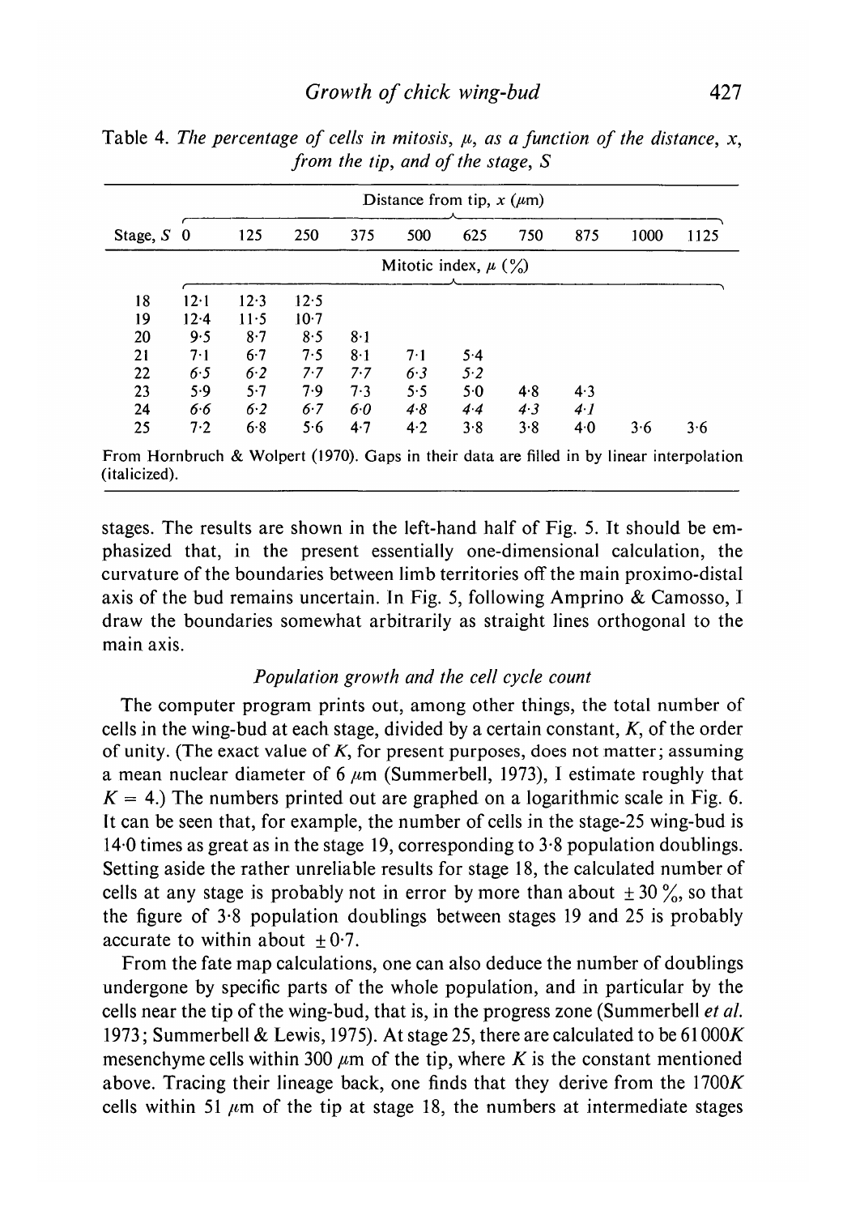Table 4. *The percentage of cells in mitosis, $\mu$, as a function of the distance, $x$, from the tip, and of the stage, $S$*

| | Distance from tip, $x$ ($\mu$m) | | | | | | | | | |
|---|---|---|---|---|---|---|---|---|---|---|
| Stage, $S$ | 0 | 125 | 250 | 375 | 500 | 625 | 750 | 875 | 1000 | 1125 |
| | Mitotic index, $\mu$ (%) | | | | | | | | | |
| 18 | 12·1 | 12·3 | 12·5 | | | | | | | |
| 19 | 12·4 | 11·5 | 10·7 | | | | | | | |
| 20 | 9·5 | 8·7 | 8·5 | 8·1 | | | | | | |
| 21 | 7·1 | 6·7 | 7·5 | 8·1 | 7·1 | 5·4 | | | | |
| 22 | *6·5* | *6·2* | *7·7* | *7·7* | *6·3* | *5·2* | | | | |
| 23 | 5·9 | 5·7 | 7·9 | 7·3 | 5·5 | 5·0 | 4·8 | 4·3 | | |
| 24 | *6·6* | *6·2* | *6·7* | *6·0* | *4·8* | *4·4* | *4·3* | *4·1* | | |
| 25 | 7·2 | 6·8 | 5·6 | 4·7 | 4·2 | 3·8 | 3·8 | 4·0 | 3·6 | 3·6 |

From Hornbruch & Wolpert (1970). Gaps in their data are filled in by linear interpolation (italicized).

stages. The results are shown in the left-hand half of Fig. 5. It should be emphasized that, in the present essentially one-dimensional calculation, the curvature of the boundaries between limb territories off the main proximo-distal axis of the bud remains uncertain. In Fig. 5, following Amprino & Camosso, I draw the boundaries somewhat arbitrarily as straight lines orthogonal to the main axis.

### *Population growth and the cell cycle count*

The computer program prints out, among other things, the total number of cells in the wing-bud at each stage, divided by a certain constant, $K$, of the order of unity. (The exact value of $K$, for present purposes, does not matter; assuming a mean nuclear diameter of 6 $\mu$m (Summerbell, 1973), I estimate roughly that $K = 4$.) The numbers printed out are graphed on a logarithmic scale in Fig. 6. It can be seen that, for example, the number of cells in the stage-25 wing-bud is 14·0 times as great as in the stage 19, corresponding to 3·8 population doublings. Setting aside the rather unreliable results for stage 18, the calculated number of cells at any stage is probably not in error by more than about $\pm 30$ %, so that the figure of 3·8 population doublings between stages 19 and 25 is probably accurate to within about $\pm 0{\cdot}7$.

From the fate map calculations, one can also deduce the number of doublings undergone by specific parts of the whole population, and in particular by the cells near the tip of the wing-bud, that is, in the progress zone (Summerbell *et al.* 1973; Summerbell & Lewis, 1975). At stage 25, there are calculated to be 61 000$K$ mesenchyme cells within 300 $\mu$m of the tip, where $K$ is the constant mentioned above. Tracing their lineage back, one finds that they derive from the 1700$K$ cells within 51 $\mu$m of the tip at stage 18, the numbers at intermediate stages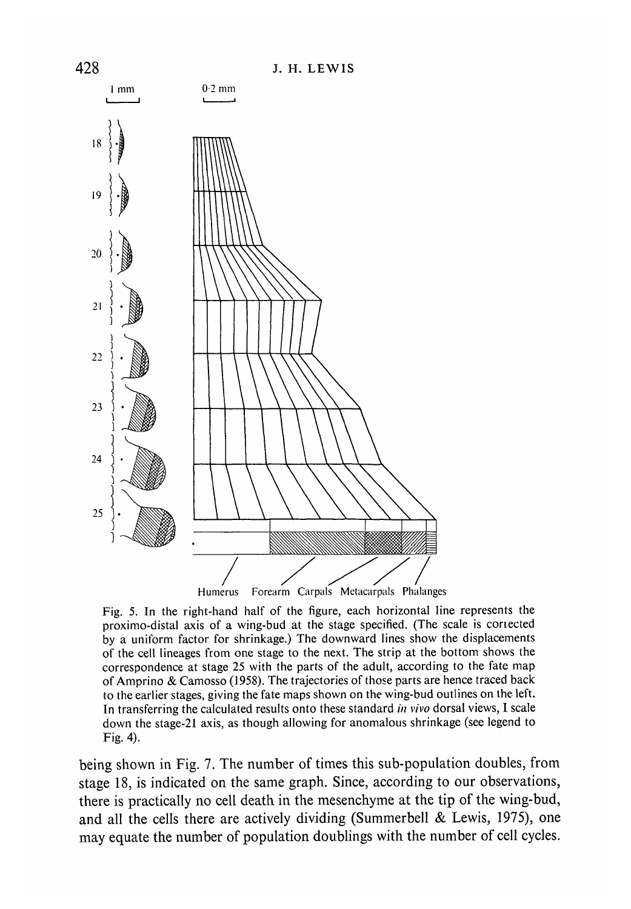Fig. 5. In the right-hand half of the figure, each horizontal line represents the proximo-distal axis of a wing-bud at the stage specified. (The scale is corrected by a uniform factor for shrinkage.) The downward lines show the displacements of the cell lineages from one stage to the next. The strip at the bottom shows the correspondence at stage 25 with the parts of the adult, according to the fate map of Amprino & Camosso (1958). The trajectories of those parts are hence traced back to the earlier stages, giving the fate maps shown on the wing-bud outlines on the left. In transferring the calculated results onto these standard *in vivo* dorsal views, I scale down the stage-21 axis, as though allowing for anomalous shrinkage (see legend to Fig. 4).

being shown in Fig. 7. The number of times this sub-population doubles, from stage 18, is indicated on the same graph. Since, according to our observations, there is practically no cell death in the mesenchyme at the tip of the wing-bud, and all the cells there are actively dividing (Summerbell & Lewis, 1975), one may equate the number of population doublings with the number of cell cycles.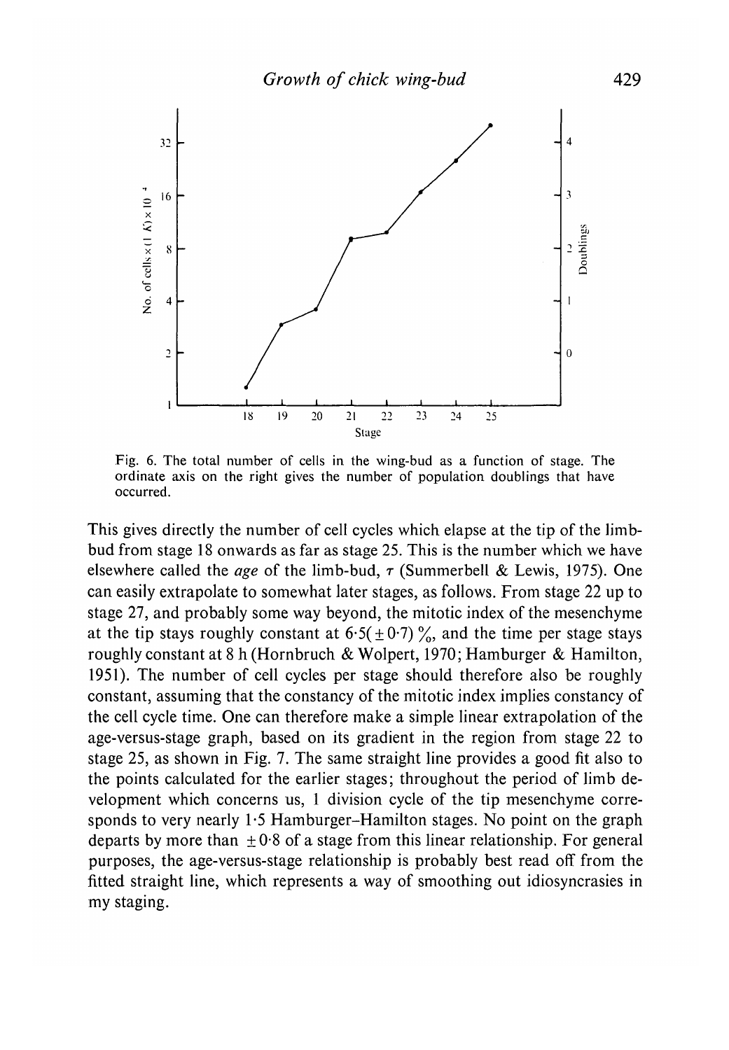32
16
8
4
2
1

No. of cells × (1/K) × 10⁻⁴

4
3
2
1
0

Doublings

18 19 20 21 22 23 24 25

Stage

Fig. 6. The total number of cells in the wing-bud as a function of stage. The ordinate axis on the right gives the number of population doublings that have occurred.

This gives directly the number of cell cycles which elapse at the tip of the limb-bud from stage 18 onwards as far as stage 25. This is the number which we have elsewhere called the *age* of the limb-bud, $\tau$ (Summerbell & Lewis, 1975). One can easily extrapolate to somewhat later stages, as follows. From stage 22 up to stage 27, and probably some way beyond, the mitotic index of the mesenchyme at the tip stays roughly constant at $6 \cdot 5(\pm 0 \cdot 7)$ %, and the time per stage stays roughly constant at 8 h (Hornbruch & Wolpert, 1970; Hamburger & Hamilton, 1951). The number of cell cycles per stage should therefore also be roughly constant, assuming that the constancy of the mitotic index implies constancy of the cell cycle time. One can therefore make a simple linear extrapolation of the age-versus-stage graph, based on its gradient in the region from stage 22 to stage 25, as shown in Fig. 7. The same straight line provides a good fit also to the points calculated for the earlier stages; throughout the period of limb development which concerns us, 1 division cycle of the tip mesenchyme corresponds to very nearly 1·5 Hamburger–Hamilton stages. No point on the graph departs by more than $\pm 0 \cdot 8$ of a stage from this linear relationship. For general purposes, the age-versus-stage relationship is probably best read off from the fitted straight line, which represents a way of smoothing out idiosyncrasies in my staging.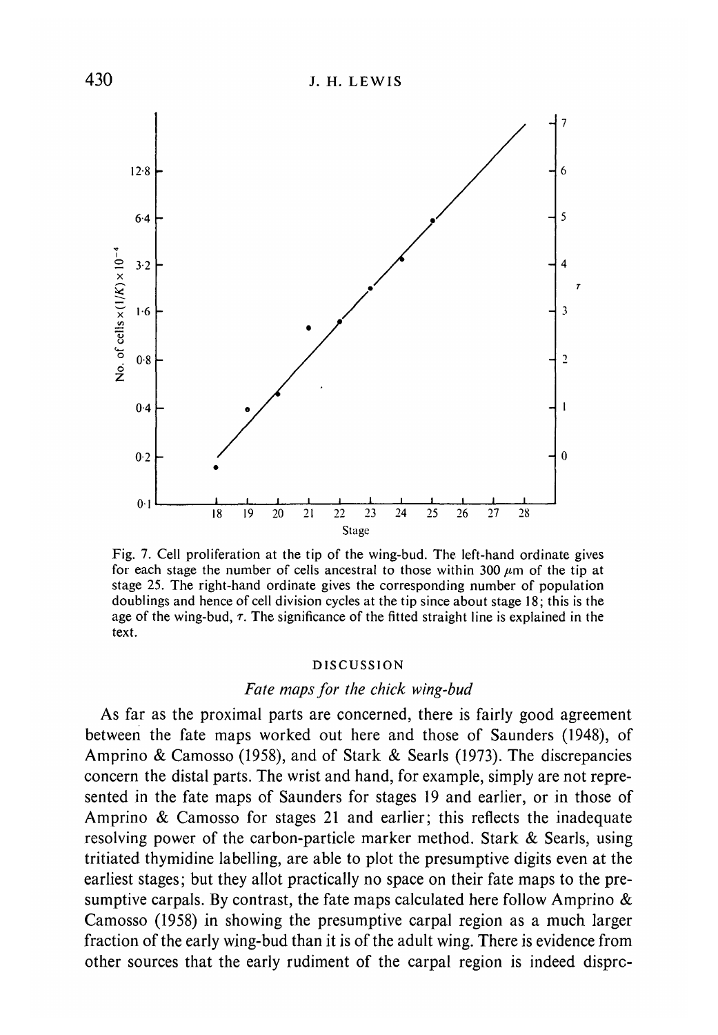No. of cells × (1/K) × 10⁻⁴

12·8

6·4

3·2

1·6

0·8

0·4

0·2

0·1

18 19 20 21 22 23 24 25 26 27 28

Stage

7

6

5

4

3

2

1

0

$\tau$

Fig. 7. Cell proliferation at the tip of the wing-bud. The left-hand ordinate gives for each stage the number of cells ancestral to those within 300 $\mu$m of the tip at stage 25. The right-hand ordinate gives the corresponding number of population doublings and hence of cell division cycles at the tip since about stage 18; this is the age of the wing-bud, $\tau$. The significance of the fitted straight line is explained in the text.

## DISCUSSION

### *Fate maps for the chick wing-bud*

As far as the proximal parts are concerned, there is fairly good agreement between the fate maps worked out here and those of Saunders (1948), of Amprino & Camosso (1958), and of Stark & Searls (1973). The discrepancies concern the distal parts. The wrist and hand, for example, simply are not represented in the fate maps of Saunders for stages 19 and earlier, or in those of Amprino & Camosso for stages 21 and earlier; this reflects the inadequate resolving power of the carbon-particle marker method. Stark & Searls, using tritiated thymidine labelling, are able to plot the presumptive digits even at the earliest stages; but they allot practically no space on their fate maps to the presumptive carpals. By contrast, the fate maps calculated here follow Amprino & Camosso (1958) in showing the presumptive carpal region as a much larger fraction of the early wing-bud than it is of the adult wing. There is evidence from other sources that the early rudiment of the carpal region is indeed dispro-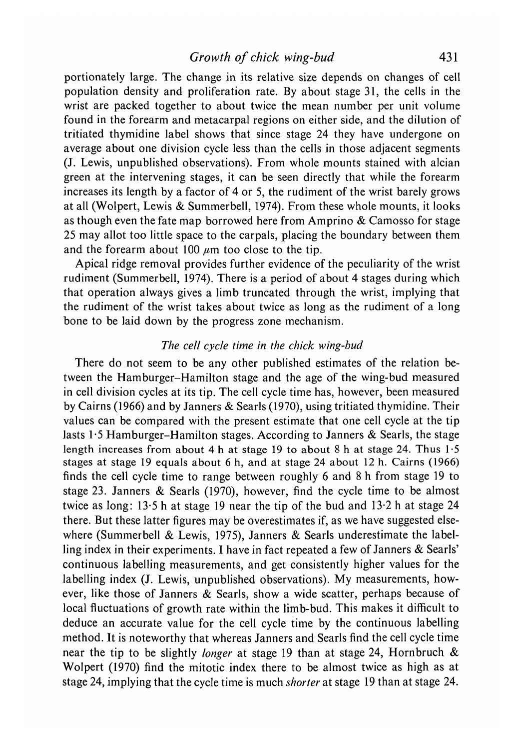portionately large. The change in its relative size depends on changes of cell population density and proliferation rate. By about stage 31, the cells in the wrist are packed together to about twice the mean number per unit volume found in the forearm and metacarpal regions on either side, and the dilution of tritiated thymidine label shows that since stage 24 they have undergone on average about one division cycle less than the cells in those adjacent segments (J. Lewis, unpublished observations). From whole mounts stained with alcian green at the intervening stages, it can be seen directly that while the forearm increases its length by a factor of 4 or 5, the rudiment of the wrist barely grows at all (Wolpert, Lewis & Summerbell, 1974). From these whole mounts, it looks as though even the fate map borrowed here from Amprino & Camosso for stage 25 may allot too little space to the carpals, placing the boundary between them and the forearm about 100 $\mu$m too close to the tip.

Apical ridge removal provides further evidence of the peculiarity of the wrist rudiment (Summerbell, 1974). There is a period of about 4 stages during which that operation always gives a limb truncated through the wrist, implying that the rudiment of the wrist takes about twice as long as the rudiment of a long bone to be laid down by the progress zone mechanism.

### *The cell cycle time in the chick wing-bud*

There do not seem to be any other published estimates of the relation between the Hamburger–Hamilton stage and the age of the wing-bud measured in cell division cycles at its tip. The cell cycle time has, however, been measured by Cairns (1966) and by Janners & Searls (1970), using tritiated thymidine. Their values can be compared with the present estimate that one cell cycle at the tip lasts 1·5 Hamburger–Hamilton stages. According to Janners & Searls, the stage length increases from about 4 h at stage 19 to about 8 h at stage 24. Thus 1·5 stages at stage 19 equals about 6 h, and at stage 24 about 12 h. Cairns (1966) finds the cell cycle time to range between roughly 6 and 8 h from stage 19 to stage 23. Janners & Searls (1970), however, find the cycle time to be almost twice as long: 13·5 h at stage 19 near the tip of the bud and 13·2 h at stage 24 there. But these latter figures may be overestimates if, as we have suggested elsewhere (Summerbell & Lewis, 1975), Janners & Searls underestimate the labelling index in their experiments. I have in fact repeated a few of Janners & Searls' continuous labelling measurements, and get consistently higher values for the labelling index (J. Lewis, unpublished observations). My measurements, however, like those of Janners & Searls, show a wide scatter, perhaps because of local fluctuations of growth rate within the limb-bud. This makes it difficult to deduce an accurate value for the cell cycle time by the continuous labelling method. It is noteworthy that whereas Janners and Searls find the cell cycle time near the tip to be slightly *longer* at stage 19 than at stage 24, Hornbruch & Wolpert (1970) find the mitotic index there to be almost twice as high as at stage 24, implying that the cycle time is much *shorter* at stage 19 than at stage 24.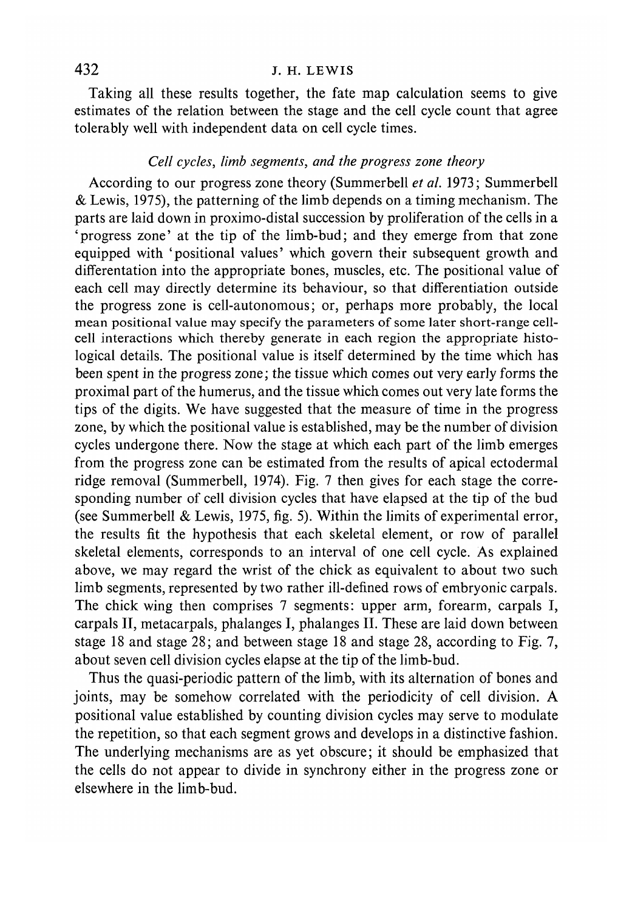Taking all these results together, the fate map calculation seems to give estimates of the relation between the stage and the cell cycle count that agree tolerably well with independent data on cell cycle times.

### *Cell cycles, limb segments, and the progress zone theory*

According to our progress zone theory (Summerbell *et al.* 1973; Summerbell & Lewis, 1975), the patterning of the limb depends on a timing mechanism. The parts are laid down in proximo-distal succession by proliferation of the cells in a 'progress zone' at the tip of the limb-bud; and they emerge from that zone equipped with 'positional values' which govern their subsequent growth and differentation into the appropriate bones, muscles, etc. The positional value of each cell may directly determine its behaviour, so that differentiation outside the progress zone is cell-autonomous; or, perhaps more probably, the local mean positional value may specify the parameters of some later short-range cell-cell interactions which thereby generate in each region the appropriate histological details. The positional value is itself determined by the time which has been spent in the progress zone; the tissue which comes out very early forms the proximal part of the humerus, and the tissue which comes out very late forms the tips of the digits. We have suggested that the measure of time in the progress zone, by which the positional value is established, may be the number of division cycles undergone there. Now the stage at which each part of the limb emerges from the progress zone can be estimated from the results of apical ectodermal ridge removal (Summerbell, 1974). Fig. 7 then gives for each stage the corresponding number of cell division cycles that have elapsed at the tip of the bud (see Summerbell & Lewis, 1975, fig. 5). Within the limits of experimental error, the results fit the hypothesis that each skeletal element, or row of parallel skeletal elements, corresponds to an interval of one cell cycle. As explained above, we may regard the wrist of the chick as equivalent to about two such limb segments, represented by two rather ill-defined rows of embryonic carpals. The chick wing then comprises 7 segments: upper arm, forearm, carpals I, carpals II, metacarpals, phalanges I, phalanges II. These are laid down between stage 18 and stage 28; and between stage 18 and stage 28, according to Fig. 7, about seven cell division cycles elapse at the tip of the limb-bud.

Thus the quasi-periodic pattern of the limb, with its alternation of bones and joints, may be somehow correlated with the periodicity of cell division. A positional value established by counting division cycles may serve to modulate the repetition, so that each segment grows and develops in a distinctive fashion. The underlying mechanisms are as yet obscure; it should be emphasized that the cells do not appear to divide in synchrony either in the progress zone or elsewhere in the limb-bud.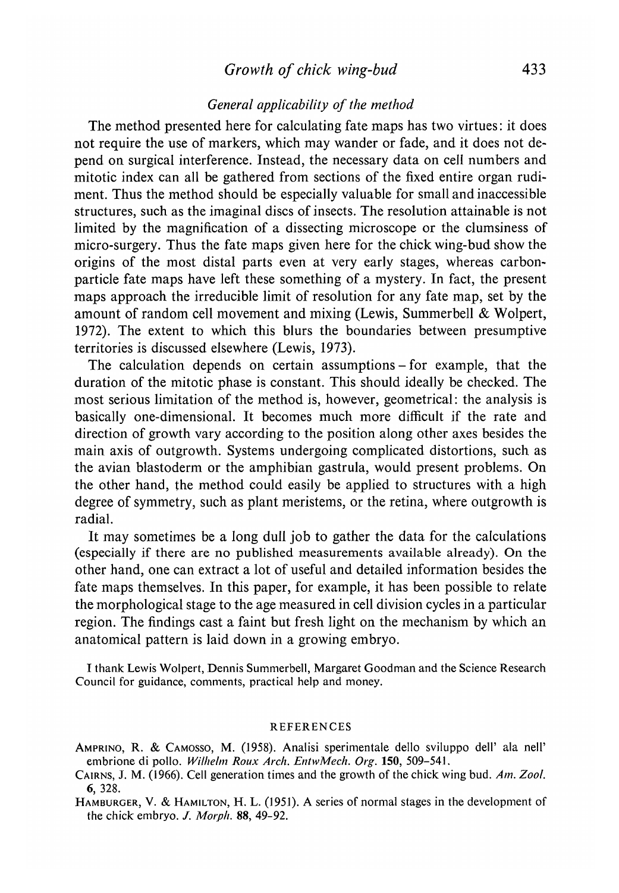### *General applicability of the method*

The method presented here for calculating fate maps has two virtues: it does not require the use of markers, which may wander or fade, and it does not depend on surgical interference. Instead, the necessary data on cell numbers and mitotic index can all be gathered from sections of the fixed entire organ rudiment. Thus the method should be especially valuable for small and inaccessible structures, such as the imaginal discs of insects. The resolution attainable is not limited by the magnification of a dissecting microscope or the clumsiness of micro-surgery. Thus the fate maps given here for the chick wing-bud show the origins of the most distal parts even at very early stages, whereas carbon-particle fate maps have left these something of a mystery. In fact, the present maps approach the irreducible limit of resolution for any fate map, set by the amount of random cell movement and mixing (Lewis, Summerbell & Wolpert, 1972). The extent to which this blurs the boundaries between presumptive territories is discussed elsewhere (Lewis, 1973).

The calculation depends on certain assumptions – for example, that the duration of the mitotic phase is constant. This should ideally be checked. The most serious limitation of the method is, however, geometrical: the analysis is basically one-dimensional. It becomes much more difficult if the rate and direction of growth vary according to the position along other axes besides the main axis of outgrowth. Systems undergoing complicated distortions, such as the avian blastoderm or the amphibian gastrula, would present problems. On the other hand, the method could easily be applied to structures with a high degree of symmetry, such as plant meristems, or the retina, where outgrowth is radial.

It may sometimes be a long dull job to gather the data for the calculations (especially if there are no published measurements available already). On the other hand, one can extract a lot of useful and detailed information besides the fate maps themselves. In this paper, for example, it has been possible to relate the morphological stage to the age measured in cell division cycles in a particular region. The findings cast a faint but fresh light on the mechanism by which an anatomical pattern is laid down in a growing embryo.

I thank Lewis Wolpert, Dennis Summerbell, Margaret Goodman and the Science Research Council for guidance, comments, practical help and money.

## REFERENCES

AMPRINO, R. & CAMOSSO, M. (1958). Analisi sperimentale dello sviluppo dell' ala nell' embrione di pollo. *Wilhelm Roux Arch. EntwMech. Org.* **150**, 509–541.

CAIRNS, J. M. (1966). Cell generation times and the growth of the chick wing bud. *Am. Zool.* **6**, 328.

HAMBURGER, V. & HAMILTON, H. L. (1951). A series of normal stages in the development of the chick embryo. *J. Morph.* **88**, 49–92.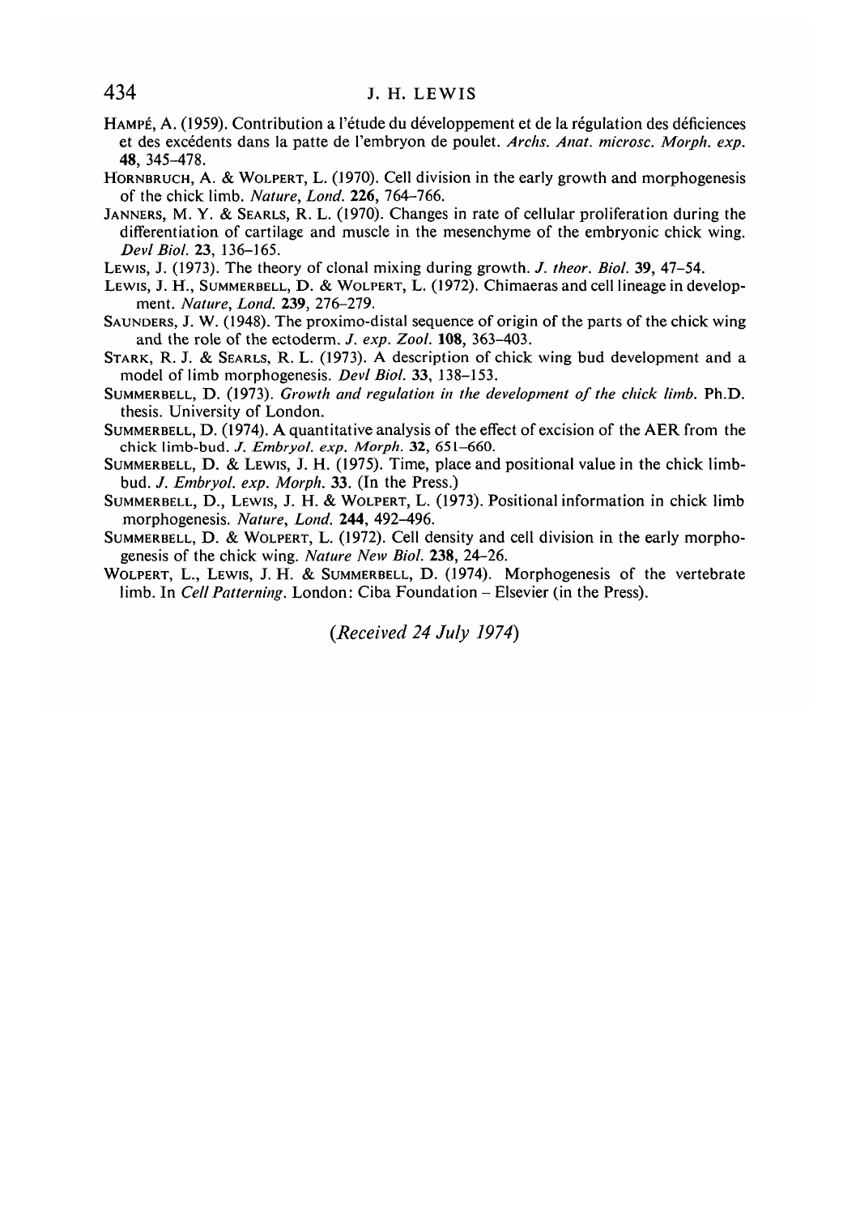HAMPÉ, A. (1959). Contribution a l'étude du développement et de la régulation des déficiences et des excédents dans la patte de l'embryon de poulet. *Archs. Anat. microsc. Morph. exp.* **48**, 345–478.

HORNBRUCH, A. & WOLPERT, L. (1970). Cell division in the early growth and morphogenesis of the chick limb. *Nature, Lond.* **226**, 764–766.

JANNERS, M. Y. & SEARLS, R. L. (1970). Changes in rate of cellular proliferation during the differentiation of cartilage and muscle in the mesenchyme of the embryonic chick wing. *Devl Biol.* **23**, 136–165.

LEWIS, J. (1973). The theory of clonal mixing during growth. *J. theor. Biol.* **39**, 47–54.

LEWIS, J. H., SUMMERBELL, D. & WOLPERT, L. (1972). Chimaeras and cell lineage in development. *Nature, Lond.* **239**, 276–279.

SAUNDERS, J. W. (1948). The proximo-distal sequence of origin of the parts of the chick wing and the role of the ectoderm. *J. exp. Zool.* **108**, 363–403.

STARK, R. J. & SEARLS, R. L. (1973). A description of chick wing bud development and a model of limb morphogenesis. *Devl Biol.* **33**, 138–153.

SUMMERBELL, D. (1973). *Growth and regulation in the development of the chick limb.* Ph.D. thesis. University of London.

SUMMERBELL, D. (1974). A quantitative analysis of the effect of excision of the AER from the chick limb-bud. *J. Embryol. exp. Morph.* **32**, 651–660.

SUMMERBELL, D. & LEWIS, J. H. (1975). Time, place and positional value in the chick limb-bud. *J. Embryol. exp. Morph.* **33**. (In the Press.)

SUMMERBELL, D., LEWIS, J. H. & WOLPERT, L. (1973). Positional information in chick limb morphogenesis. *Nature, Lond.* **244**, 492–496.

SUMMERBELL, D. & WOLPERT, L. (1972). Cell density and cell division in the early morphogenesis of the chick wing. *Nature New Biol.* **238**, 24–26.

WOLPERT, L., LEWIS, J. H. & SUMMERBELL, D. (1974). Morphogenesis of the vertebrate limb. In *Cell Patterning*. London: Ciba Foundation – Elsevier (in the Press).

*(Received 24 July 1974)*